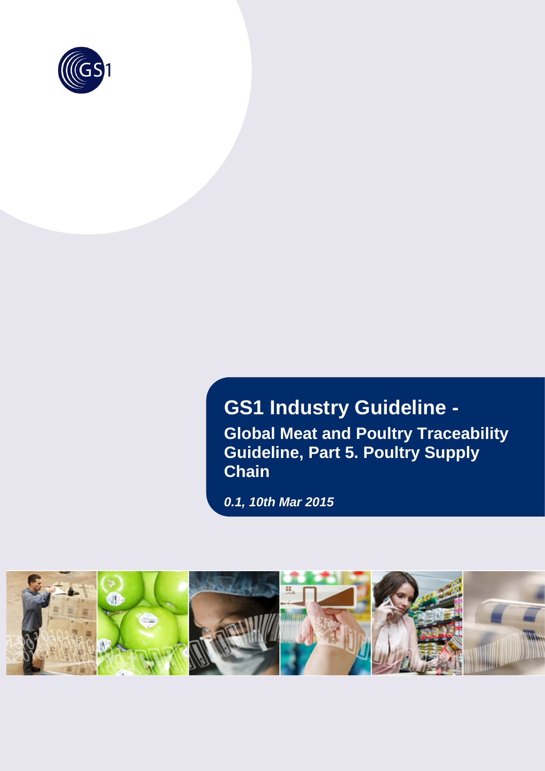# GS1 Industry Guideline -

## Global Meat and Poultry Traceability Guideline, Part 5. Poultry Supply Chain

***0.1, 10th Mar 2015***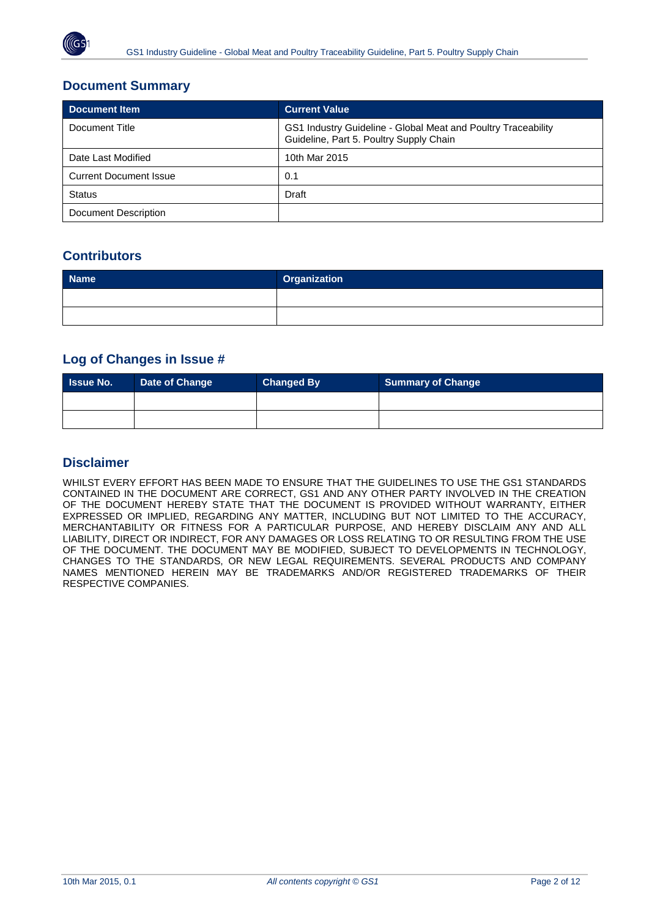## Document Summary

| Document Item | Current Value |
| --- | --- |
| Document Title | GS1 Industry Guideline - Global Meat and Poultry Traceability Guideline, Part 5. Poultry Supply Chain |
| Date Last Modified | 10th Mar 2015 |
| Current Document Issue | 0.1 |
| Status | Draft |
| Document Description | |

## Contributors

| Name | Organization |
| --- | --- |
| | |
| | |

## Log of Changes in Issue #

| Issue No. | Date of Change | Changed By | Summary of Change |
| --- | --- | --- | --- |
| | | | |
| | | | |

## Disclaimer

WHILST EVERY EFFORT HAS BEEN MADE TO ENSURE THAT THE GUIDELINES TO USE THE GS1 STANDARDS CONTAINED IN THE DOCUMENT ARE CORRECT, GS1 AND ANY OTHER PARTY INVOLVED IN THE CREATION OF THE DOCUMENT HEREBY STATE THAT THE DOCUMENT IS PROVIDED WITHOUT WARRANTY, EITHER EXPRESSED OR IMPLIED, REGARDING ANY MATTER, INCLUDING BUT NOT LIMITED TO THE ACCURACY, MERCHANTABILITY OR FITNESS FOR A PARTICULAR PURPOSE, AND HEREBY DISCLAIM ANY AND ALL LIABILITY, DIRECT OR INDIRECT, FOR ANY DAMAGES OR LOSS RELATING TO OR RESULTING FROM THE USE OF THE DOCUMENT. THE DOCUMENT MAY BE MODIFIED, SUBJECT TO DEVELOPMENTS IN TECHNOLOGY, CHANGES TO THE STANDARDS, OR NEW LEGAL REQUIREMENTS. SEVERAL PRODUCTS AND COMPANY NAMES MENTIONED HEREIN MAY BE TRADEMARKS AND/OR REGISTERED TRADEMARKS OF THEIR RESPECTIVE COMPANIES.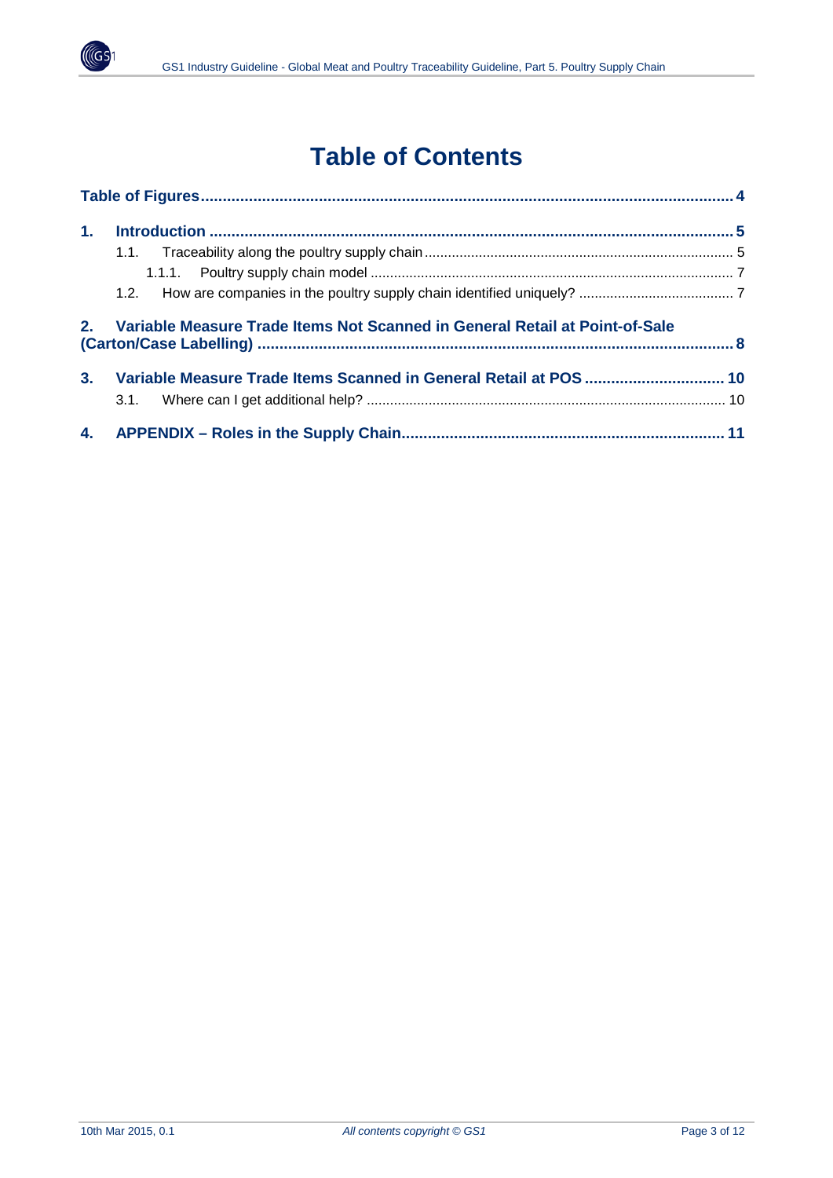# Table of Contents

**Table of Figures** ........................................................................................................ **4**

**1. Introduction** ........................................................................................................ **5**

- 1.1. Traceability along the poultry supply chain ........................................................ 5
  - 1.1.1. Poultry supply chain model ........................................................................ 7
- 1.2. How are companies in the poultry supply chain identified uniquely? ................... 7

**2. Variable Measure Trade Items Not Scanned in General Retail at Point-of-Sale (Carton/Case Labelling)** ........................................................................................................ **8**

**3. Variable Measure Trade Items Scanned in General Retail at POS** ............................ **10**

- 3.1. Where can I get additional help? ........................................................................ 10

**4. APPENDIX – Roles in the Supply Chain** ................................................................ **11**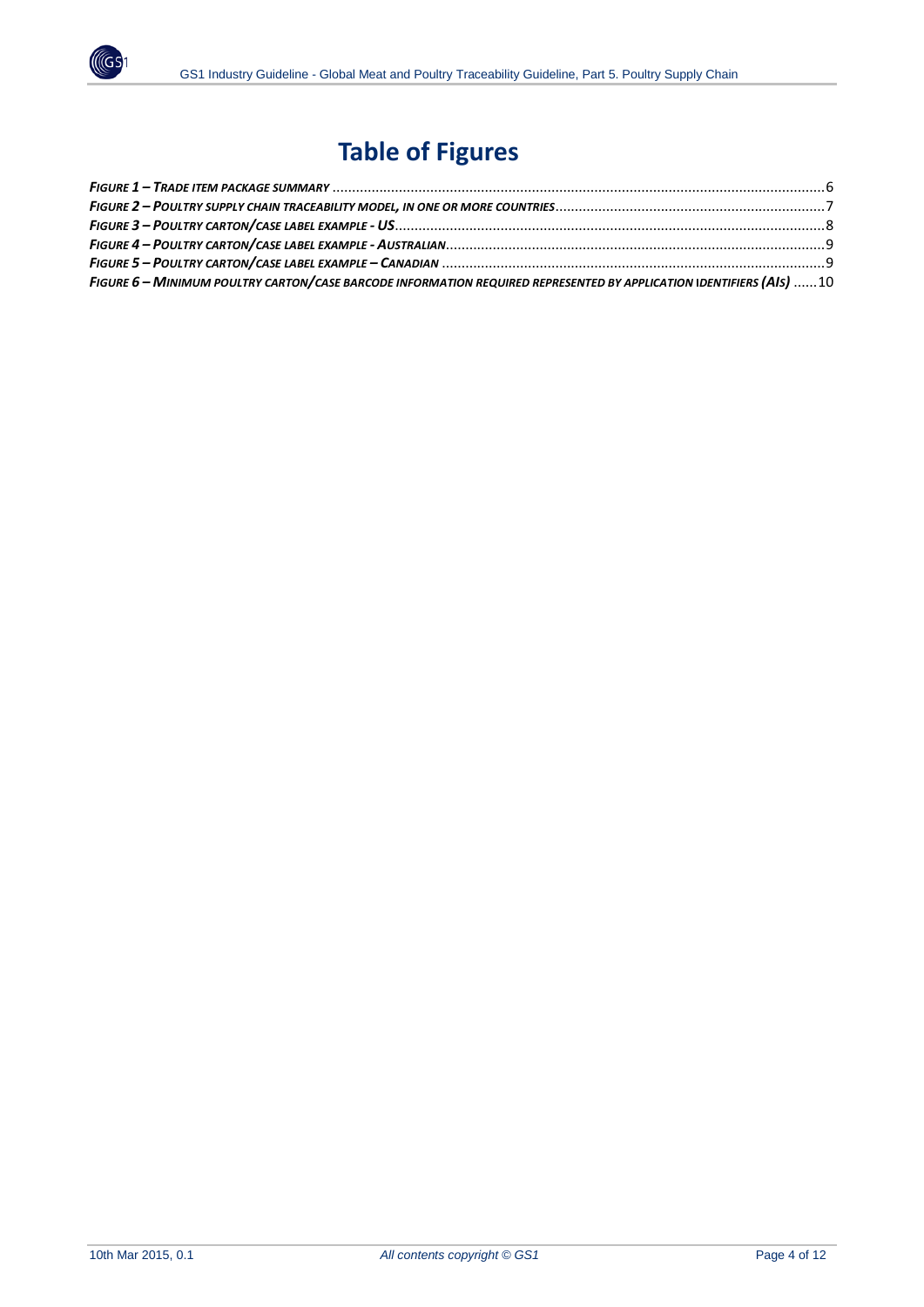# Table of Figures

***Figure 1 – Trade item package summary*** ........ 6

***Figure 2 – Poultry supply chain traceability model, in one or more countries*** ........ 7

***Figure 3 – Poultry carton/case label example - US*** ........ 8

***Figure 4 – Poultry carton/case label example - Australian*** ........ 9

***Figure 5 – Poultry carton/case label example – Canadian*** ........ 9

***Figure 6 – Minimum poultry carton/case barcode information required represented by application identifiers (AIs)*** ........ 10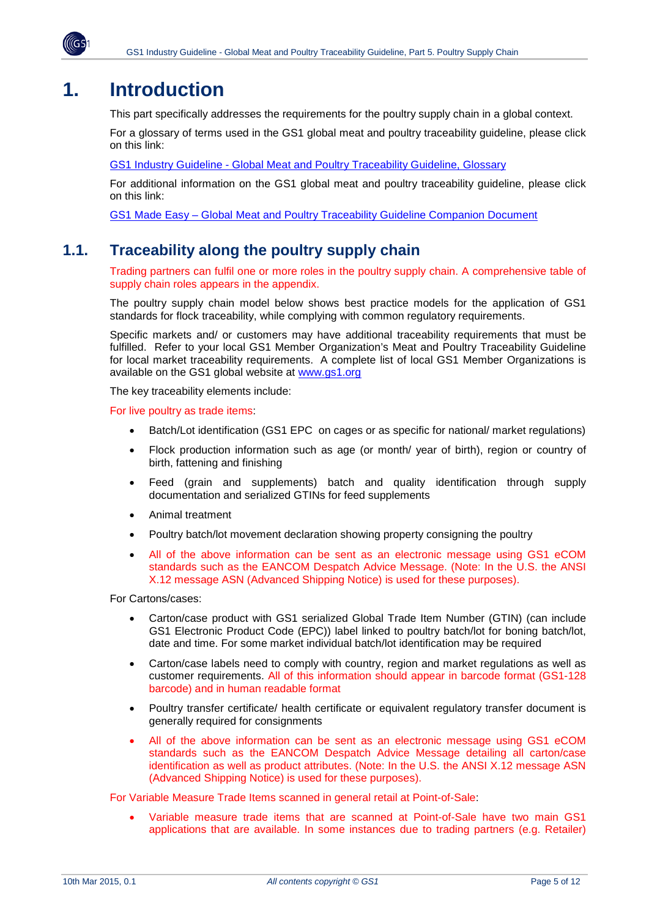# 1. Introduction

This part specifically addresses the requirements for the poultry supply chain in a global context.

For a glossary of terms used in the GS1 global meat and poultry traceability guideline, please click on this link:

GS1 Industry Guideline - Global Meat and Poultry Traceability Guideline, Glossary

For additional information on the GS1 global meat and poultry traceability guideline, please click on this link:

GS1 Made Easy – Global Meat and Poultry Traceability Guideline Companion Document

## 1.1. Traceability along the poultry supply chain

Trading partners can fulfil one or more roles in the poultry supply chain. A comprehensive table of supply chain roles appears in the appendix.

The poultry supply chain model below shows best practice models for the application of GS1 standards for flock traceability, while complying with common regulatory requirements.

Specific markets and/ or customers may have additional traceability requirements that must be fulfilled. Refer to your local GS1 Member Organization's Meat and Poultry Traceability Guideline for local market traceability requirements. A complete list of local GS1 Member Organizations is available on the GS1 global website at www.gs1.org

The key traceability elements include:

For live poultry as trade items:

- Batch/Lot identification (GS1 EPC on cages or as specific for national/ market regulations)
- Flock production information such as age (or month/ year of birth), region or country of birth, fattening and finishing
- Feed (grain and supplements) batch and quality identification through supply documentation and serialized GTINs for feed supplements
- Animal treatment
- Poultry batch/lot movement declaration showing property consigning the poultry
- All of the above information can be sent as an electronic message using GS1 eCOM standards such as the EANCOM Despatch Advice Message. (Note: In the U.S. the ANSI X.12 message ASN (Advanced Shipping Notice) is used for these purposes).

For Cartons/cases:

- Carton/case product with GS1 serialized Global Trade Item Number (GTIN) (can include GS1 Electronic Product Code (EPC)) label linked to poultry batch/lot for boning batch/lot, date and time. For some market individual batch/lot identification may be required
- Carton/case labels need to comply with country, region and market regulations as well as customer requirements. All of this information should appear in barcode format (GS1-128 barcode) and in human readable format
- Poultry transfer certificate/ health certificate or equivalent regulatory transfer document is generally required for consignments
- All of the above information can be sent as an electronic message using GS1 eCOM standards such as the EANCOM Despatch Advice Message detailing all carton/case identification as well as product attributes. (Note: In the U.S. the ANSI X.12 message ASN (Advanced Shipping Notice) is used for these purposes).

For Variable Measure Trade Items scanned in general retail at Point-of-Sale:

- Variable measure trade items that are scanned at Point-of-Sale have two main GS1 applications that are available. In some instances due to trading partners (e.g. Retailer)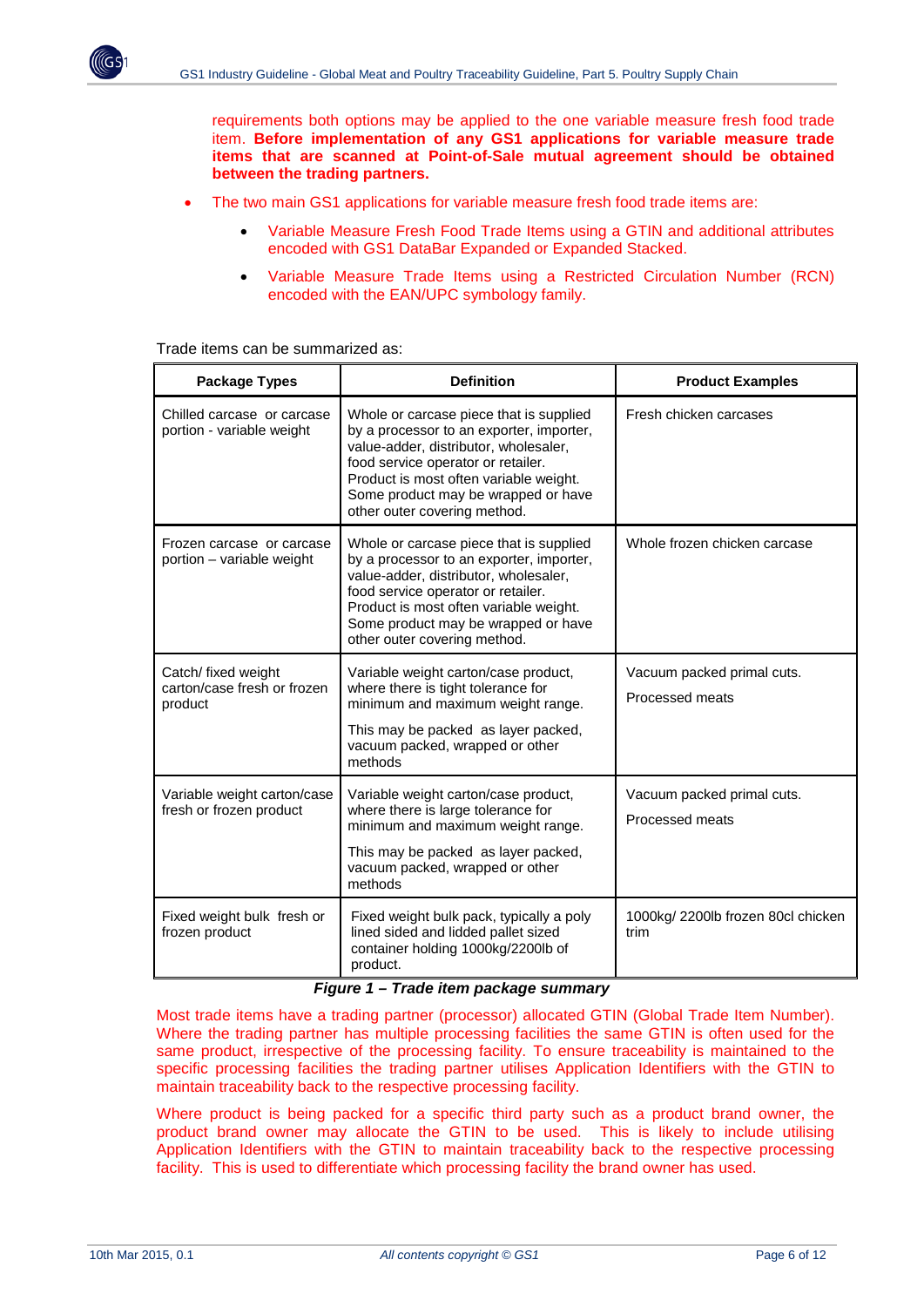requirements both options may be applied to the one variable measure fresh food trade item. **Before implementation of any GS1 applications for variable measure trade items that are scanned at Point-of-Sale mutual agreement should be obtained between the trading partners.**

- The two main GS1 applications for variable measure fresh food trade items are:
  - Variable Measure Fresh Food Trade Items using a GTIN and additional attributes encoded with GS1 DataBar Expanded or Expanded Stacked.
  - Variable Measure Trade Items using a Restricted Circulation Number (RCN) encoded with the EAN/UPC symbology family.

Trade items can be summarized as:

| Package Types | Definition | Product Examples |
|---|---|---|
| Chilled carcase or carcase portion - variable weight | Whole or carcase piece that is supplied by a processor to an exporter, importer, value-adder, distributor, wholesaler, food service operator or retailer. Product is most often variable weight. Some product may be wrapped or have other outer covering method. | Fresh chicken carcases |
| Frozen carcase or carcase portion – variable weight | Whole or carcase piece that is supplied by a processor to an exporter, importer, value-adder, distributor, wholesaler, food service operator or retailer. Product is most often variable weight. Some product may be wrapped or have other outer covering method. | Whole frozen chicken carcase |
| Catch/ fixed weight carton/case fresh or frozen product | Variable weight carton/case product, where there is tight tolerance for minimum and maximum weight range. This may be packed as layer packed, vacuum packed, wrapped or other methods | Vacuum packed primal cuts. Processed meats |
| Variable weight carton/case fresh or frozen product | Variable weight carton/case product, where there is large tolerance for minimum and maximum weight range. This may be packed as layer packed, vacuum packed, wrapped or other methods | Vacuum packed primal cuts. Processed meats |
| Fixed weight bulk fresh or frozen product | Fixed weight bulk pack, typically a poly lined sided and lidded pallet sized container holding 1000kg/2200lb of product. | 1000kg/ 2200lb frozen 80cl chicken trim |

***Figure 1 – Trade item package summary***

Most trade items have a trading partner (processor) allocated GTIN (Global Trade Item Number). Where the trading partner has multiple processing facilities the same GTIN is often used for the same product, irrespective of the processing facility. To ensure traceability is maintained to the specific processing facilities the trading partner utilises Application Identifiers with the GTIN to maintain traceability back to the respective processing facility.

Where product is being packed for a specific third party such as a product brand owner, the product brand owner may allocate the GTIN to be used. This is likely to include utilising Application Identifiers with the GTIN to maintain traceability back to the respective processing facility. This is used to differentiate which processing facility the brand owner has used.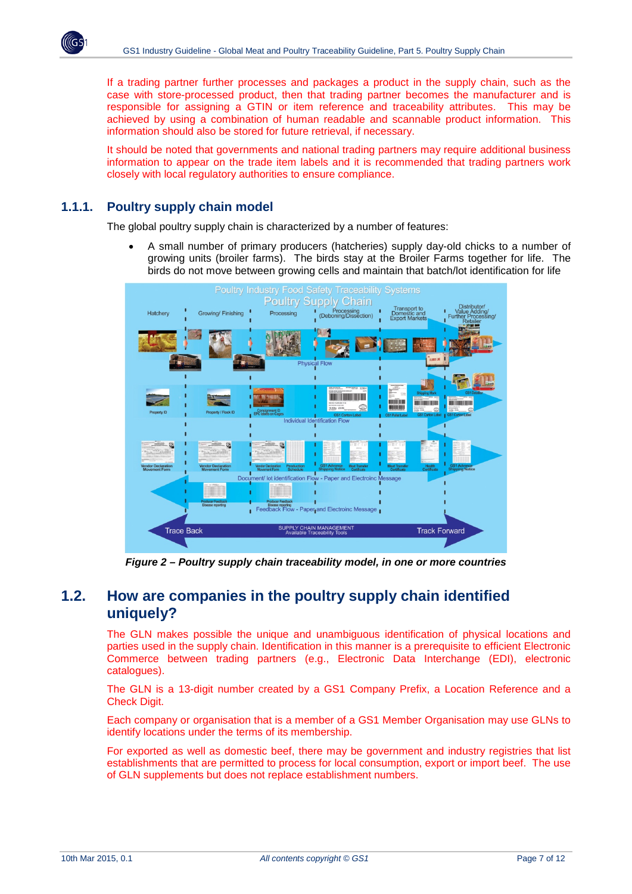If a trading partner further processes and packages a product in the supply chain, such as the case with store-processed product, then that trading partner becomes the manufacturer and is responsible for assigning a GTIN or item reference and traceability attributes. This may be achieved by using a combination of human readable and scannable product information. This information should also be stored for future retrieval, if necessary.

It should be noted that governments and national trading partners may require additional business information to appear on the trade item labels and it is recommended that trading partners work closely with local regulatory authorities to ensure compliance.

### 1.1.1. Poultry supply chain model

The global poultry supply chain is characterized by a number of features:

- A small number of primary producers (hatcheries) supply day-old chicks to a number of growing units (broiler farms). The birds stay at the Broiler Farms together for life. The birds do not move between growing cells and maintain that batch/lot identification for life

*Figure 2 – Poultry supply chain traceability model, in one or more countries*

## 1.2. How are companies in the poultry supply chain identified uniquely?

The GLN makes possible the unique and unambiguous identification of physical locations and parties used in the supply chain. Identification in this manner is a prerequisite to efficient Electronic Commerce between trading partners (e.g., Electronic Data Interchange (EDI), electronic catalogues).

The GLN is a 13-digit number created by a GS1 Company Prefix, a Location Reference and a Check Digit.

Each company or organisation that is a member of a GS1 Member Organisation may use GLNs to identify locations under the terms of its membership.

For exported as well as domestic beef, there may be government and industry registries that list establishments that are permitted to process for local consumption, export or import beef. The use of GLN supplements but does not replace establishment numbers.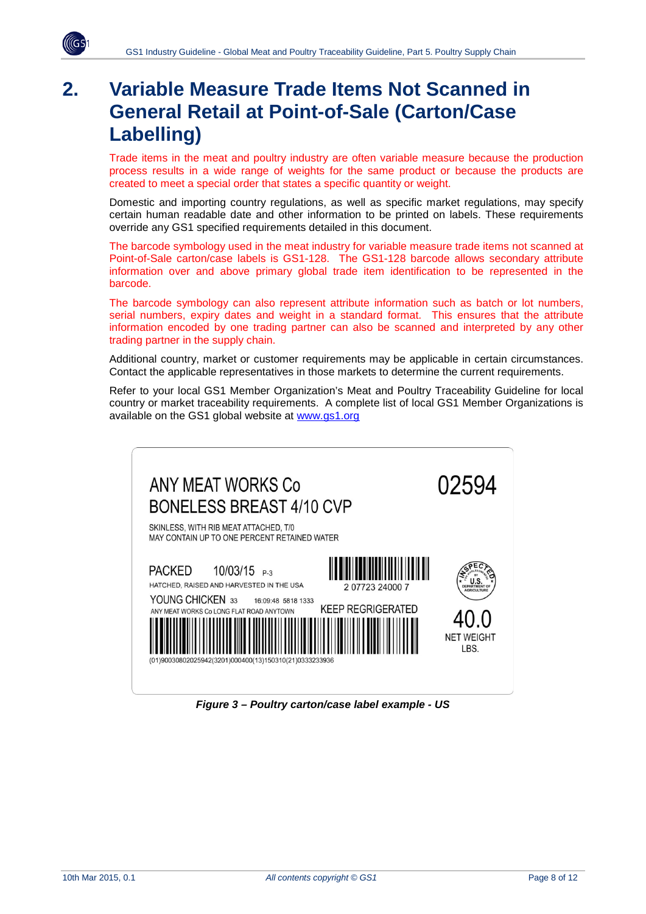# 2. Variable Measure Trade Items Not Scanned in General Retail at Point-of-Sale (Carton/Case Labelling)

Trade items in the meat and poultry industry are often variable measure because the production process results in a wide range of weights for the same product or because the products are created to meet a special order that states a specific quantity or weight.

Domestic and importing country regulations, as well as specific market regulations, may specify certain human readable date and other information to be printed on labels. These requirements override any GS1 specified requirements detailed in this document.

The barcode symbology used in the meat industry for variable measure trade items not scanned at Point-of-Sale carton/case labels is GS1-128. The GS1-128 barcode allows secondary attribute information over and above primary global trade item identification to be represented in the barcode.

The barcode symbology can also represent attribute information such as batch or lot numbers, serial numbers, expiry dates and weight in a standard format. This ensures that the attribute information encoded by one trading partner can also be scanned and interpreted by any other trading partner in the supply chain.

Additional country, market or customer requirements may be applicable in certain circumstances. Contact the applicable representatives in those markets to determine the current requirements.

Refer to your local GS1 Member Organization's Meat and Poultry Traceability Guideline for local country or market traceability requirements. A complete list of local GS1 Member Organizations is available on the GS1 global website at [www.gs1.org](http://www.gs1.org)

ANY MEAT WORKS Co
BONELESS BREAST 4/10 CVP

02594

SKINLESS, WITH RIB MEAT ATTACHED, T/0
MAY CONTAIN UP TO ONE PERCENT RETAINED WATER

PACKED 10/03/15 P-3
HATCHED, RAISED AND HARVESTED IN THE USA
YOUNG CHICKEN 33 16:09:48 5818 1333
ANY MEAT WORKS Co LONG FLAT ROAD ANYTOWN

2 07723 24000 7

KEEP REGRIGERATED

INSPECTED FOR WHOLESOMENESS BY U.S. DEPARTMENT OF AGRICULTURE

40.0
NET WEIGHT
LBS.

(01)90030802025942(3201)000400(13)150310(21)0333233936

*Figure 3 – Poultry carton/case label example - US*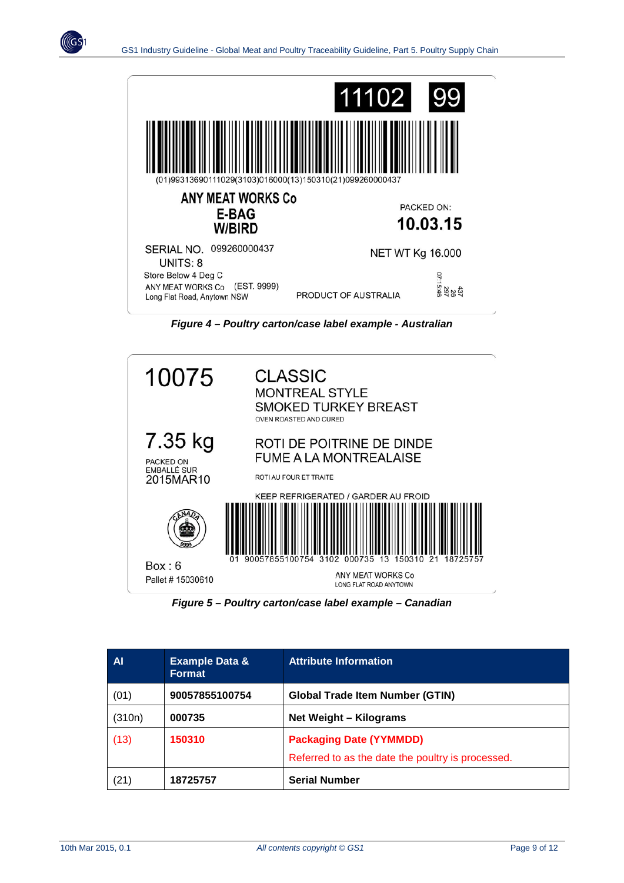11102 99

(01)99313690111029(3103)016000(13)150310(21)099260000437

ANY MEAT WORKS Co
E-BAG
W/BIRD

PACKED ON:
10.03.15

SERIAL NO. 099260000437
UNITS: 8

NET WT Kg 16.000

Store Below 4 Deg C
ANY MEAT WORKS Co (EST. 9999)
Long Flat Road, Anytown NSW

PRODUCT OF AUSTRALIA

*Figure 4 – Poultry carton/case label example - Australian*

10075

CLASSIC
MONTREAL STYLE
SMOKED TURKEY BREAST
OVEN ROASTED AND CURED

7.35 kg

PACKED ON
EMBALLÉ SUR
2015MAR10

ROTI DE POITRINE DE DINDE
FUME A LA MONTREALAISE

ROTI AU FOUR ET TRAITE

KEEP REFRIGERATED / GARDER AU FROID

01 90057855100754 3102 000735 13 150310 21 18725757

Box : 6
Pallet # 15030610

ANY MEAT WORKS Co
LONG FLAT ROAD ANYTOWN

*Figure 5 – Poultry carton/case label example – Canadian*

| AI | Example Data & Format | Attribute Information |
|---|---|---|
| (01) | **90057855100754** | **Global Trade Item Number (GTIN)** |
| (310n) | **000735** | **Net Weight – Kilograms** |
| (13) | **150310** | **Packaging Date (YYMMDD)**<br>Referred to as the date the poultry is processed. |
| (21) | **18725757** | **Serial Number** |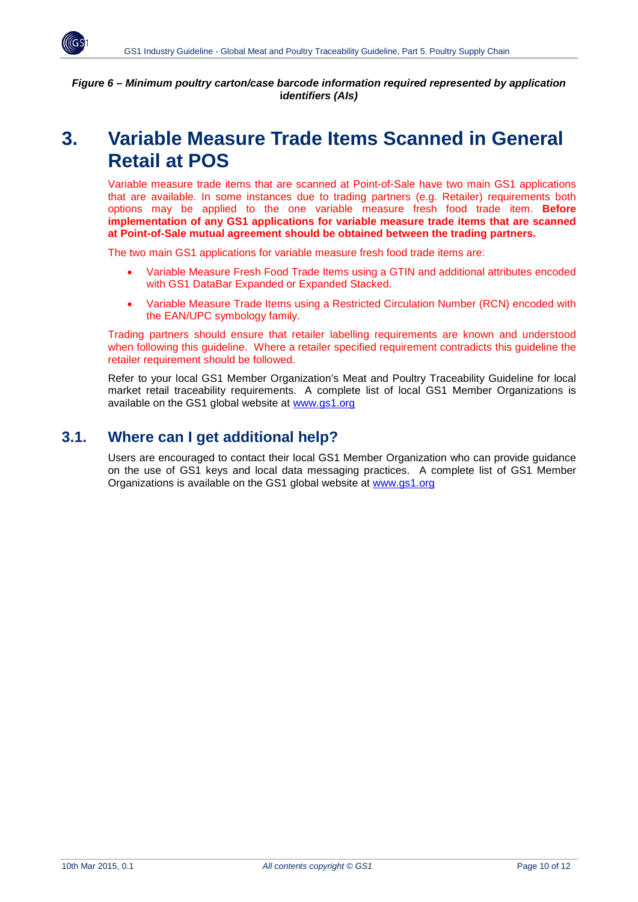***Figure 6 – Minimum poultry carton/case barcode information required represented by application identifiers (AIs)***

# 3. Variable Measure Trade Items Scanned in General Retail at POS

Variable measure trade items that are scanned at Point-of-Sale have two main GS1 applications that are available. In some instances due to trading partners (e.g. Retailer) requirements both options may be applied to the one variable measure fresh food trade item. **Before implementation of any GS1 applications for variable measure trade items that are scanned at Point-of-Sale mutual agreement should be obtained between the trading partners.**

The two main GS1 applications for variable measure fresh food trade items are:

- Variable Measure Fresh Food Trade Items using a GTIN and additional attributes encoded with GS1 DataBar Expanded or Expanded Stacked.
- Variable Measure Trade Items using a Restricted Circulation Number (RCN) encoded with the EAN/UPC symbology family.

Trading partners should ensure that retailer labelling requirements are known and understood when following this guideline. Where a retailer specified requirement contradicts this guideline the retailer requirement should be followed.

Refer to your local GS1 Member Organization's Meat and Poultry Traceability Guideline for local market retail traceability requirements. A complete list of local GS1 Member Organizations is available on the GS1 global website at www.gs1.org

## 3.1. Where can I get additional help?

Users are encouraged to contact their local GS1 Member Organization who can provide guidance on the use of GS1 keys and local data messaging practices. A complete list of GS1 Member Organizations is available on the GS1 global website at www.gs1.org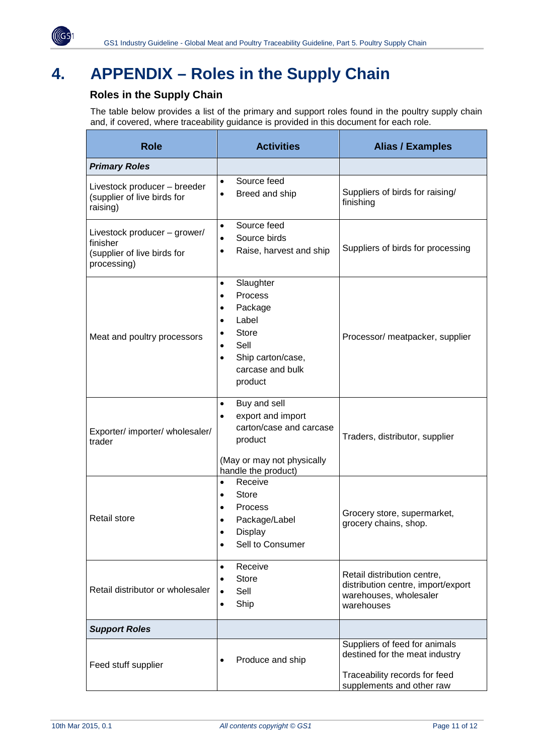# 4. APPENDIX – Roles in the Supply Chain

## Roles in the Supply Chain

The table below provides a list of the primary and support roles found in the poultry supply chain and, if covered, where traceability guidance is provided in this document for each role.

| Role | Activities | Alias / Examples |
|---|---|---|
| ***Primary Roles*** | | |
| Livestock producer – breeder (supplier of live birds for raising) | • Source feed<br>• Breed and ship | Suppliers of birds for raising/ finishing |
| Livestock producer – grower/ finisher (supplier of live birds for processing) | • Source feed<br>• Source birds<br>• Raise, harvest and ship | Suppliers of birds for processing |
| Meat and poultry processors | • Slaughter<br>• Process<br>• Package<br>• Label<br>• Store<br>• Sell<br>• Ship carton/case, carcase and bulk product | Processor/ meatpacker, supplier |
| Exporter/ importer/ wholesaler/ trader | • Buy and sell<br>• export and import carton/case and carcase product<br><br>(May or may not physically handle the product) | Traders, distributor, supplier |
| Retail store | • Receive<br>• Store<br>• Process<br>• Package/Label<br>• Display<br>• Sell to Consumer | Grocery store, supermarket, grocery chains, shop. |
| Retail distributor or wholesaler | • Receive<br>• Store<br>• Sell<br>• Ship | Retail distribution centre, distribution centre, import/export warehouses, wholesaler warehouses |
| ***Support Roles*** | | |
| Feed stuff supplier | • Produce and ship | Suppliers of feed for animals destined for the meat industry<br><br>Traceability records for feed supplements and other raw |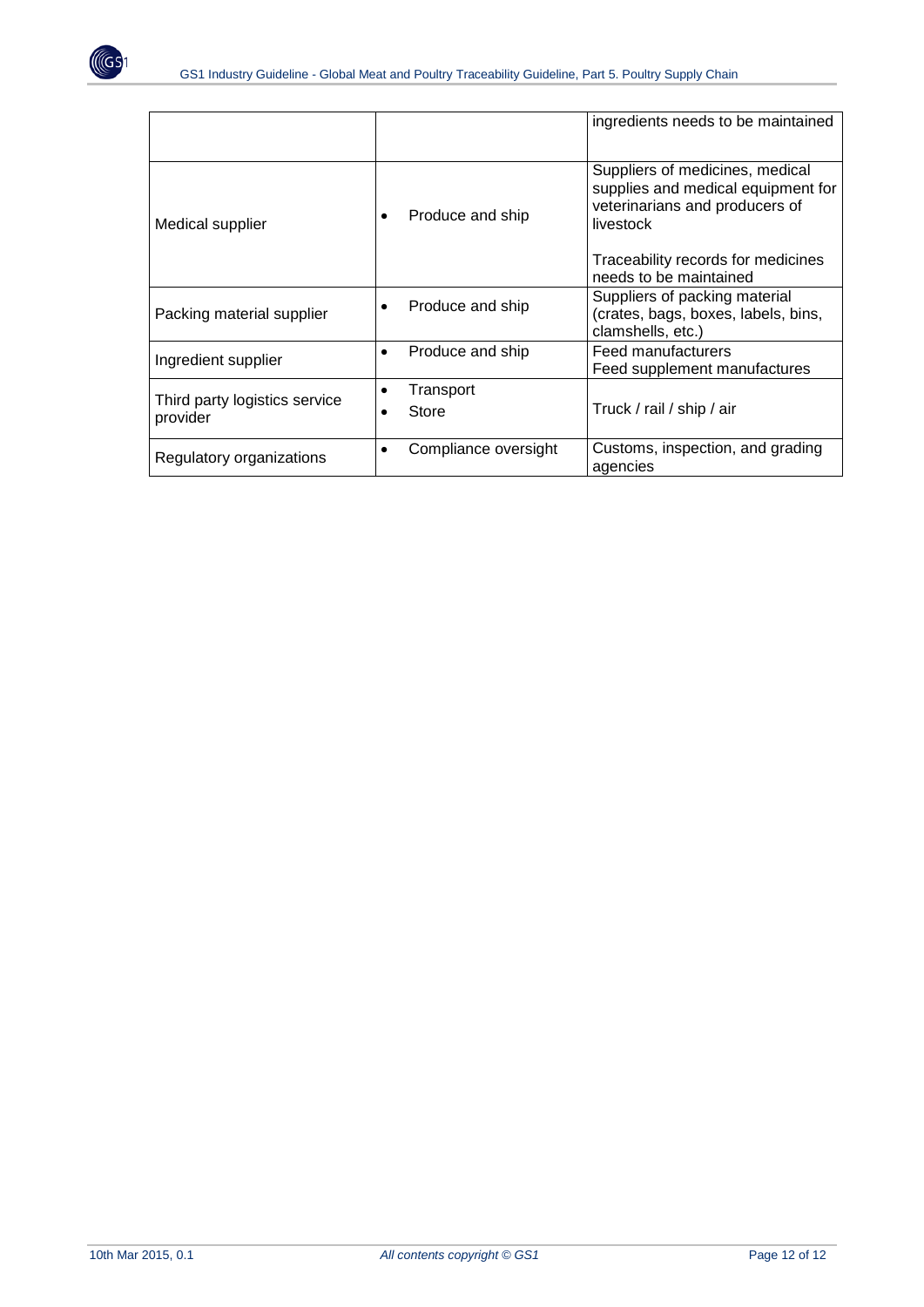| | | |
|---|---|---|
| | | ingredients needs to be maintained |
| Medical supplier | • Produce and ship | Suppliers of medicines, medical supplies and medical equipment for veterinarians and producers of livestock<br><br>Traceability records for medicines needs to be maintained |
| Packing material supplier | • Produce and ship | Suppliers of packing material (crates, bags, boxes, labels, bins, clamshells, etc.) |
| Ingredient supplier | • Produce and ship | Feed manufacturers<br>Feed supplement manufactures |
| Third party logistics service provider | • Transport<br>• Store | Truck / rail / ship / air |
| Regulatory organizations | • Compliance oversight | Customs, inspection, and grading agencies |